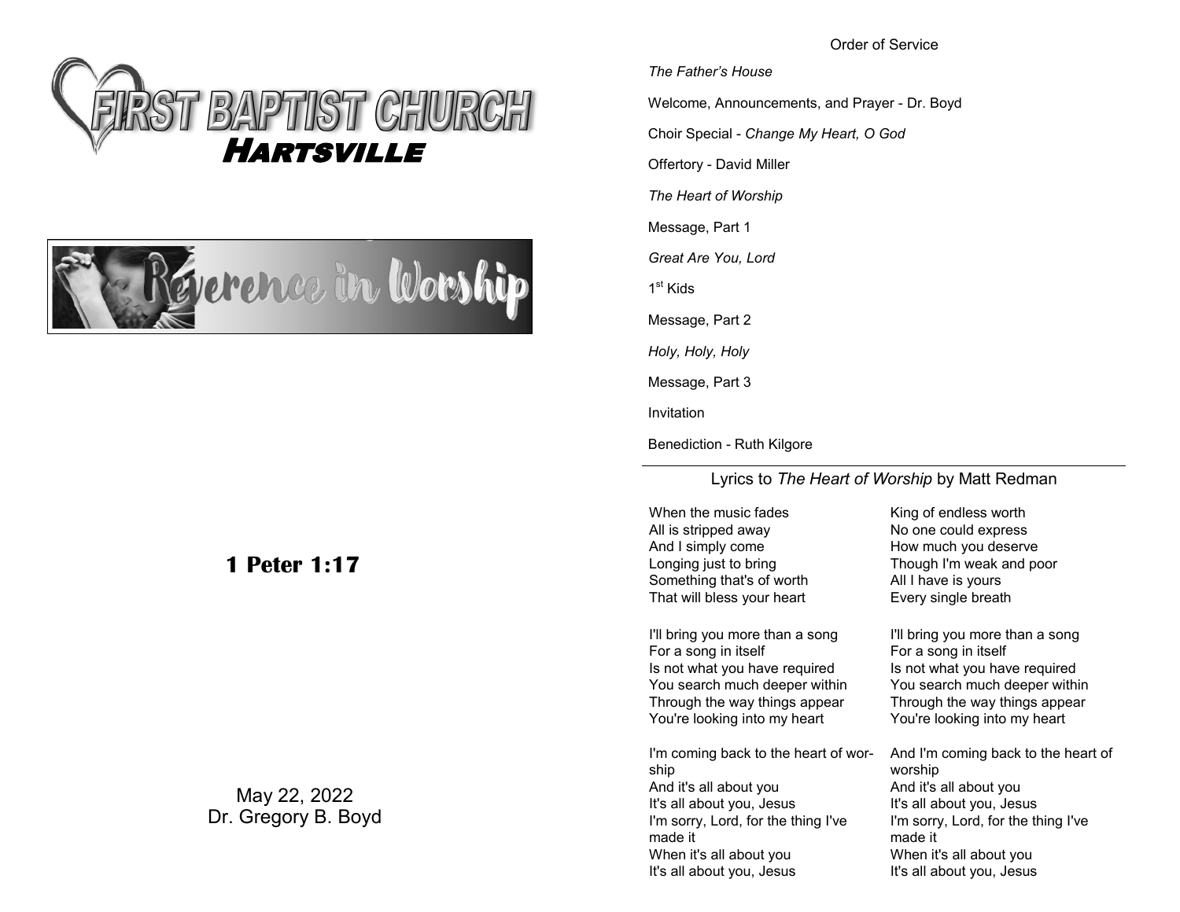# FIRST BAPTIST CHURCH

## HARTSVILLE

Reverence in Worship

**1 Peter 1:17**

May 22, 2022
Dr. Gregory B. Boyd

Order of Service

*The Father's House*

Welcome, Announcements, and Prayer - Dr. Boyd

Choir Special - *Change My Heart, O God*

Offertory - David Miller

*The Heart of Worship*

Message, Part 1

*Great Are You, Lord*

1st Kids

Message, Part 2

*Holy, Holy, Holy*

Message, Part 3

Invitation

Benediction - Ruth Kilgore

---

Lyrics to *The Heart of Worship* by Matt Redman

When the music fades
All is stripped away
And I simply come
Longing just to bring
Something that's of worth
That will bless your heart

I'll bring you more than a song
For a song in itself
Is not what you have required
You search much deeper within
Through the way things appear
You're looking into my heart

I'm coming back to the heart of worship
And it's all about you
It's all about you, Jesus
I'm sorry, Lord, for the thing I've made it
When it's all about you
It's all about you, Jesus

King of endless worth
No one could express
How much you deserve
Though I'm weak and poor
All I have is yours
Every single breath

I'll bring you more than a song
For a song in itself
Is not what you have required
You search much deeper within
Through the way things appear
You're looking into my heart

And I'm coming back to the heart of worship
And it's all about you
It's all about you, Jesus
I'm sorry, Lord, for the thing I've made it
When it's all about you
It's all about you, Jesus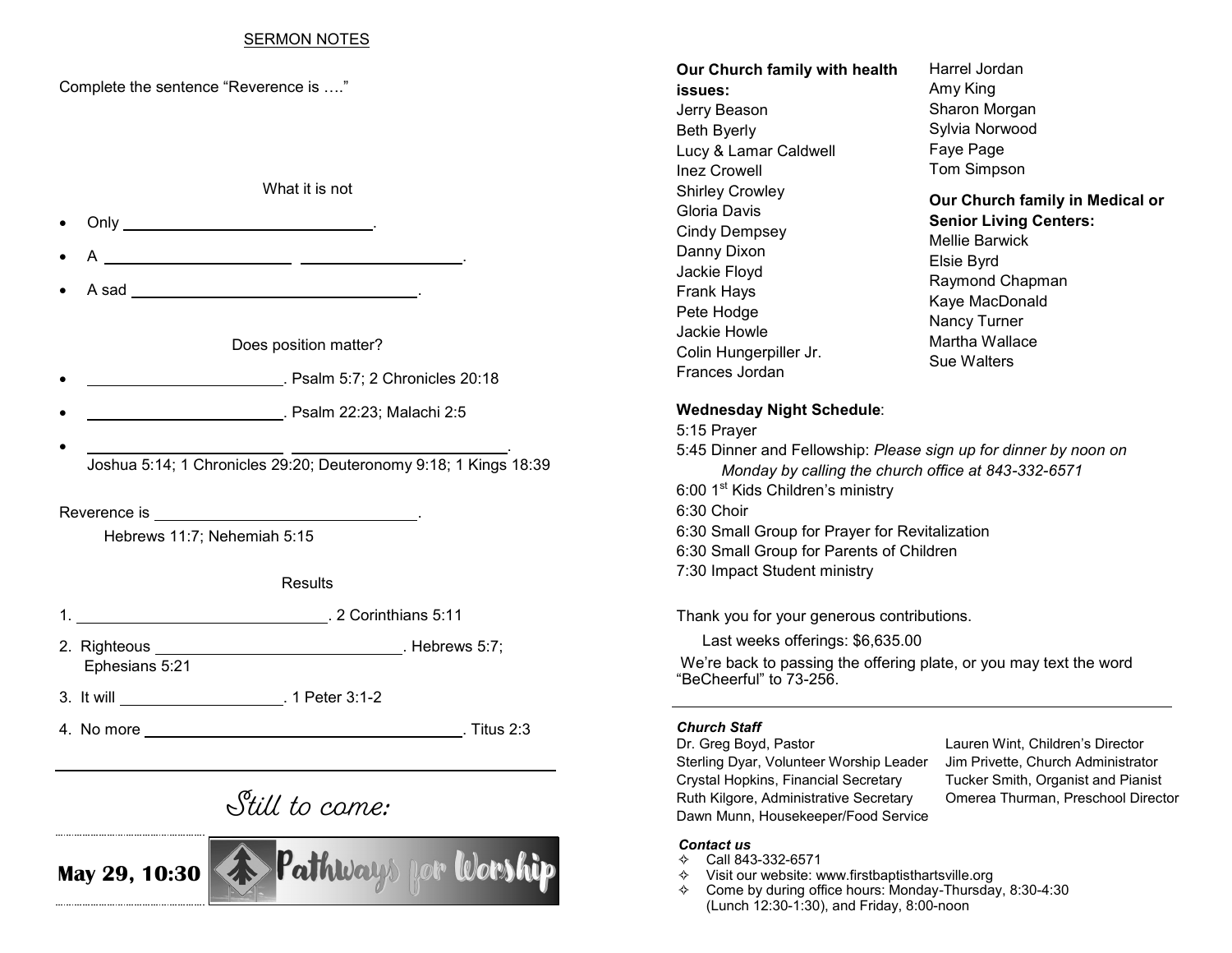## SERMON NOTES

Complete the sentence "Reverence is …."

### What it is not

- Only ______________________________.
- A ______________________ ____________________.
- A sad ___________________________________.

### Does position matter?

- _______________________. Psalm 5:7; 2 Chronicles 20:18
- _______________________. Psalm 22:23; Malachi 2:5
- ________________________ __________________________.
  Joshua 5:14; 1 Chronicles 29:20; Deuteronomy 9:18; 1 Kings 18:39

Reverence is ________________________________.

Hebrews 11:7; Nehemiah 5:15

### Results

1. ______________________________. 2 Corinthians 5:11
2. Righteous ______________________________. Hebrews 5:7; Ephesians 5:21
3. It will ____________________. 1 Peter 3:1-2
4. No more ________________________________________. Titus 2:3

---

*Still to come:*

**May 29, 10:30** Pathways for Worship

**Our Church family with health issues:**
Jerry Beason
Beth Byerly
Lucy & Lamar Caldwell
Inez Crowell
Shirley Crowley
Gloria Davis
Cindy Dempsey
Danny Dixon
Jackie Floyd
Frank Hays
Pete Hodge
Jackie Howle
Colin Hungerpiller Jr.
Frances Jordan
Harrel Jordan
Amy King
Sharon Morgan
Sylvia Norwood
Faye Page
Tom Simpson

**Our Church family in Medical or Senior Living Centers:**
Mellie Barwick
Elsie Byrd
Raymond Chapman
Kaye MacDonald
Nancy Turner
Martha Wallace
Sue Walters

**Wednesday Night Schedule**:
5:15 Prayer
5:45 Dinner and Fellowship: *Please sign up for dinner by noon on Monday by calling the church office at 843-332-6571*
6:00 1st Kids Children's ministry
6:30 Choir
6:30 Small Group for Prayer for Revitalization
6:30 Small Group for Parents of Children
7:30 Impact Student ministry

Thank you for your generous contributions.

Last weeks offerings: $6,635.00

We're back to passing the offering plate, or you may text the word "BeCheerful" to 73-256.

---

***Church Staff***
Dr. Greg Boyd, Pastor
Sterling Dyar, Volunteer Worship Leader
Crystal Hopkins, Financial Secretary
Ruth Kilgore, Administrative Secretary
Dawn Munn, Housekeeper/Food Service
Lauren Wint, Children's Director
Jim Privette, Church Administrator
Tucker Smith, Organist and Pianist
Omerea Thurman, Preschool Director

***Contact us***
- Call 843-332-6571
- Visit our website: www.firstbaptisthartsville.org
- Come by during office hours: Monday-Thursday, 8:30-4:30 (Lunch 12:30-1:30), and Friday, 8:00-noon